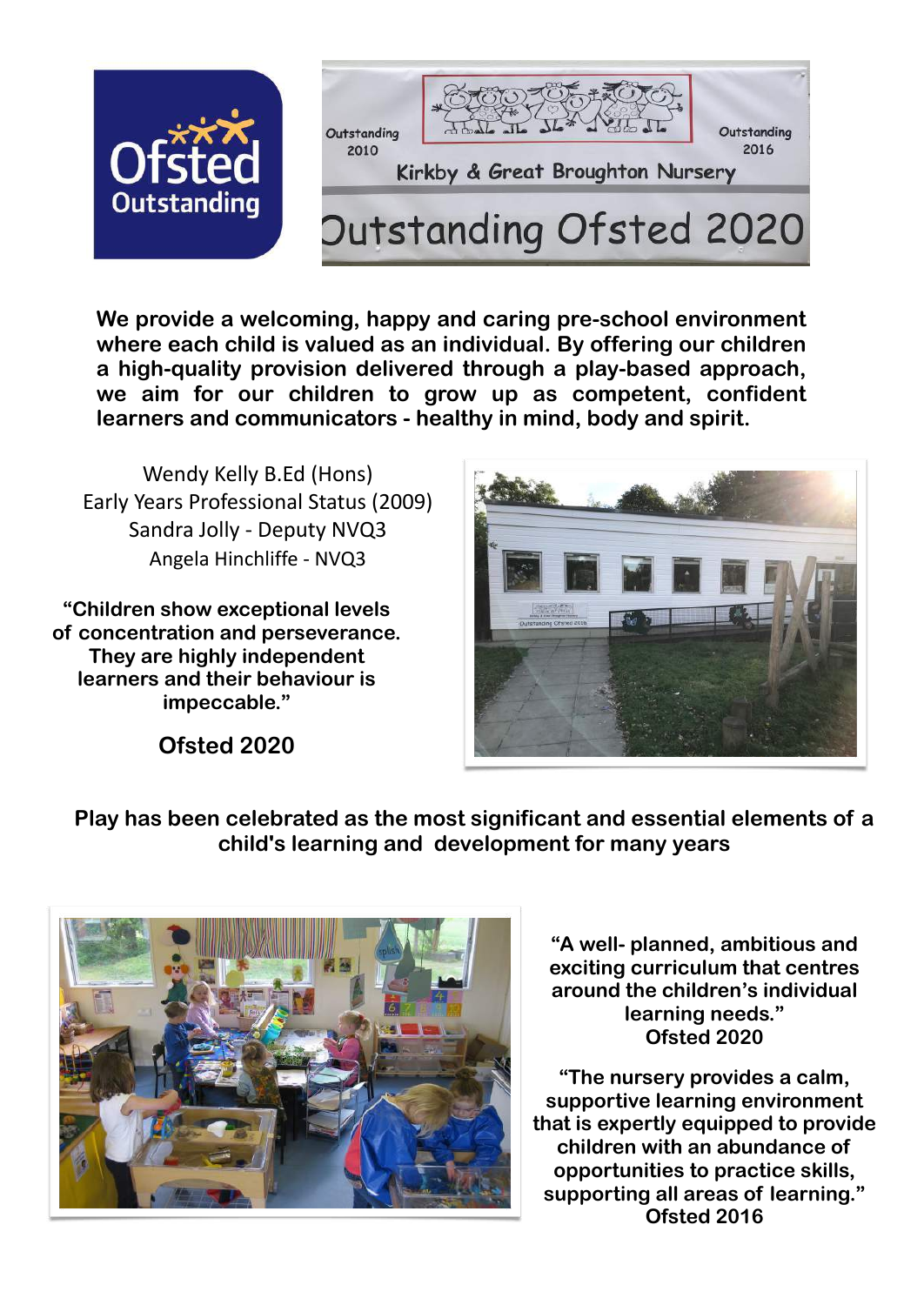Ofsted Outstanding

Outstanding 2010

Outstanding 2016

Kirkby & Great Broughton Nursery

# Outstanding Ofsted 2020

**We provide a welcoming, happy and caring pre-school environment where each child is valued as an individual. By offering our children a high-quality provision delivered through a play-based approach, we aim for our children to grow up as competent, confident learners and communicators - healthy in mind, body and spirit.**

Wendy Kelly B.Ed (Hons)
Early Years Professional Status (2009)
Sandra Jolly - Deputy NVQ3
Angela Hinchliffe - NVQ3

**"Children show exceptional levels of concentration and perseverance. They are highly independent learners and their behaviour is impeccable."**

**Ofsted 2020**

**Play has been celebrated as the most significant and essential elements of a child's learning and development for many years**

**"A well- planned, ambitious and exciting curriculum that centres around the children's individual learning needs."**
**Ofsted 2020**

**"The nursery provides a calm, supportive learning environment that is expertly equipped to provide children with an abundance of opportunities to practice skills, supporting all areas of learning."**
**Ofsted 2016**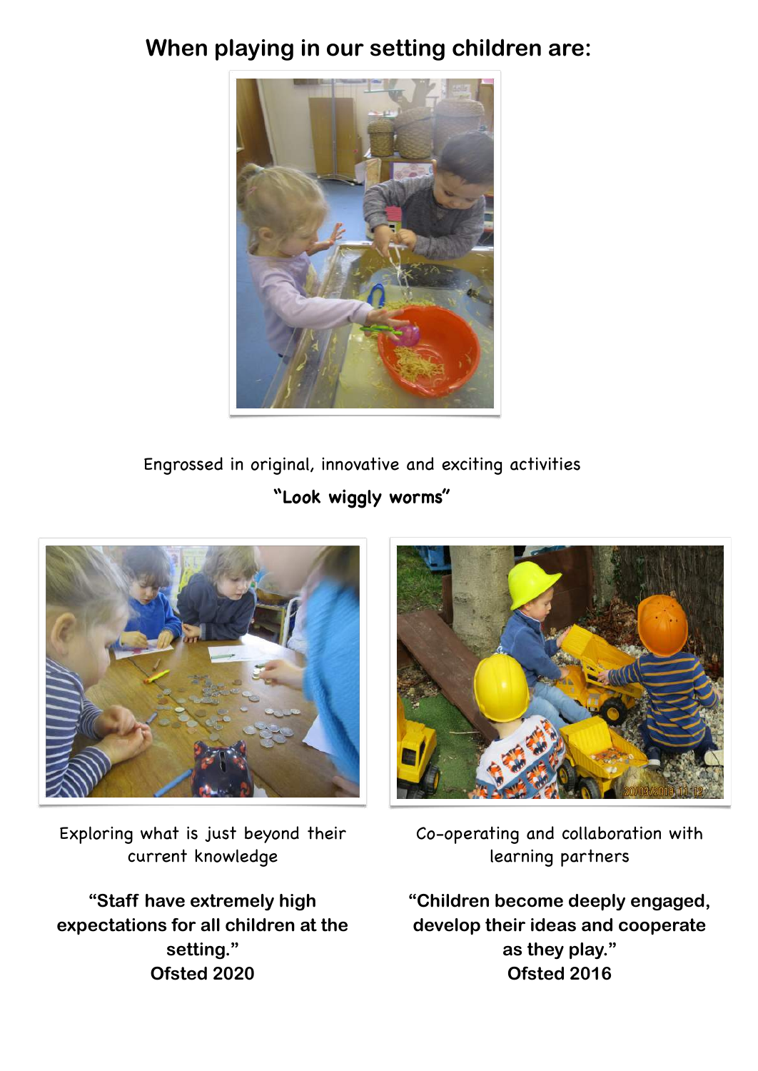## When playing in our setting children are:

Engrossed in original, innovative and exciting activities

**"Look wiggly worms"**

Exploring what is just beyond their current knowledge

**"Staff have extremely high expectations for all children at the setting."**
**Ofsted 2020**

Co-operating and collaboration with learning partners

**"Children become deeply engaged, develop their ideas and cooperate as they play."**
**Ofsted 2016**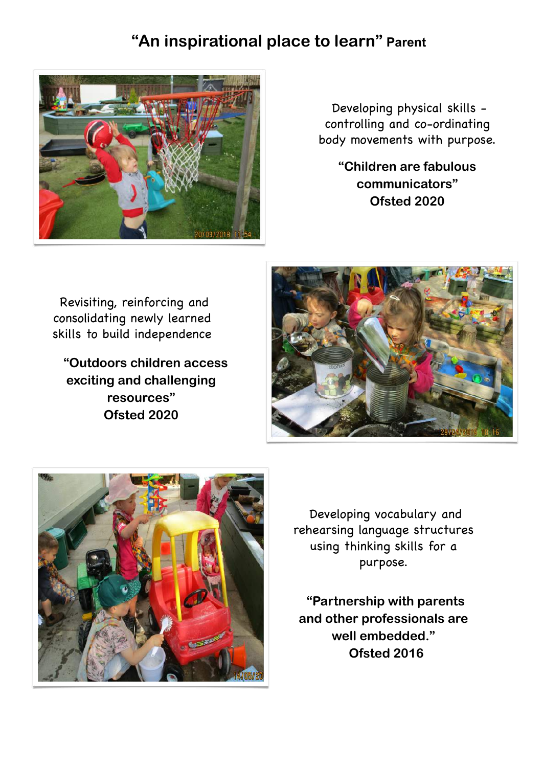## "An inspirational place to learn" Parent

Developing physical skills - controlling and co-ordinating body movements with purpose.

**"Children are fabulous communicators"**
**Ofsted 2020**

Revisiting, reinforcing and consolidating newly learned skills to build independence

**"Outdoors children access exciting and challenging resources"**
**Ofsted 2020**

Developing vocabulary and rehearsing language structures using thinking skills for a purpose.

**"Partnership with parents and other professionals are well embedded."**
**Ofsted 2016**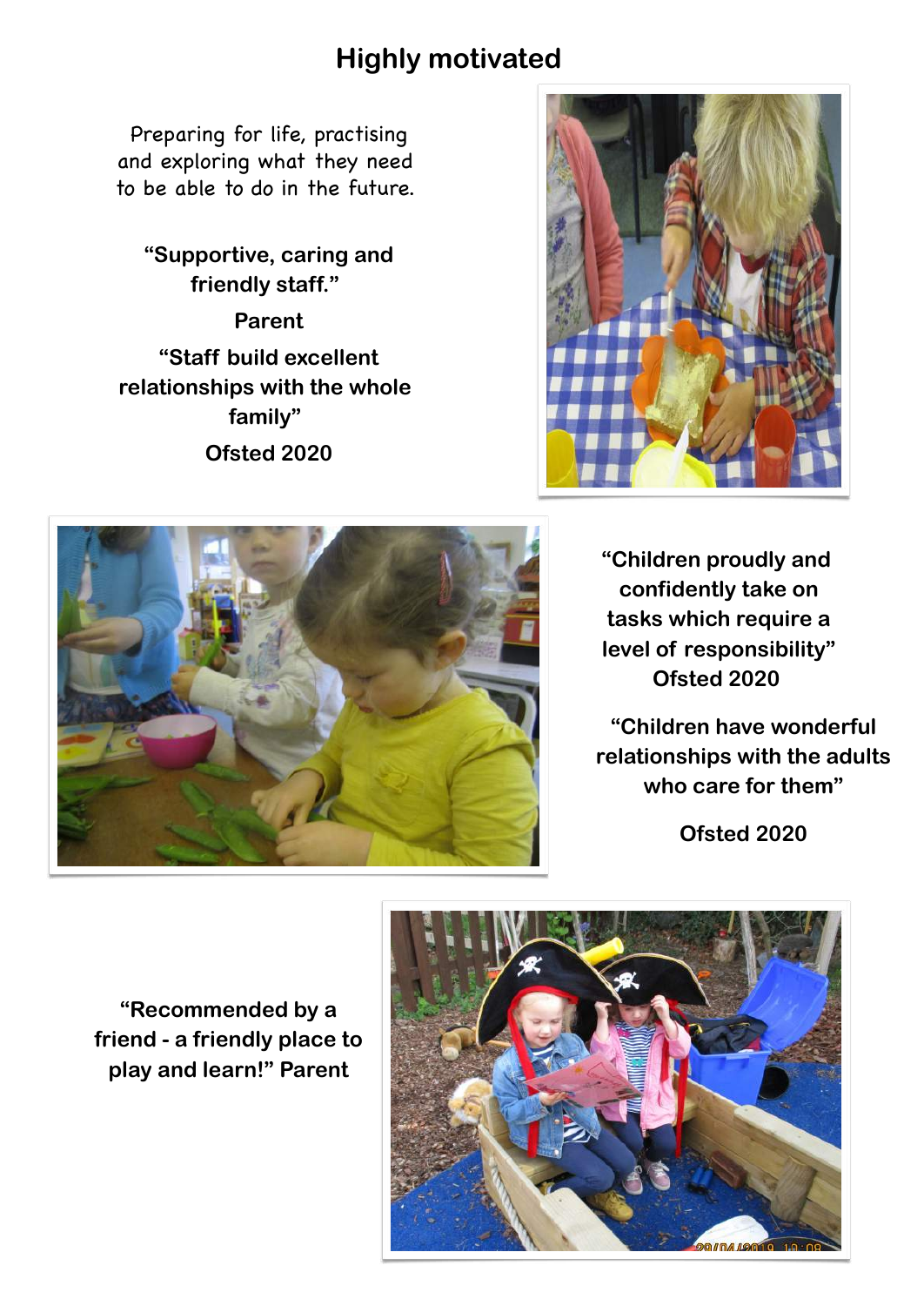# Highly motivated

Preparing for life, practising and exploring what they need to be able to do in the future.

**"Supportive, caring and friendly staff."**

**Parent**

**"Staff build excellent relationships with the whole family"**

**Ofsted 2020**

**"Children proudly and confidently take on tasks which require a level of responsibility"**
**Ofsted 2020**

**"Children have wonderful relationships with the adults who care for them"**

**Ofsted 2020**

**"Recommended by a friend - a friendly place to play and learn!" Parent**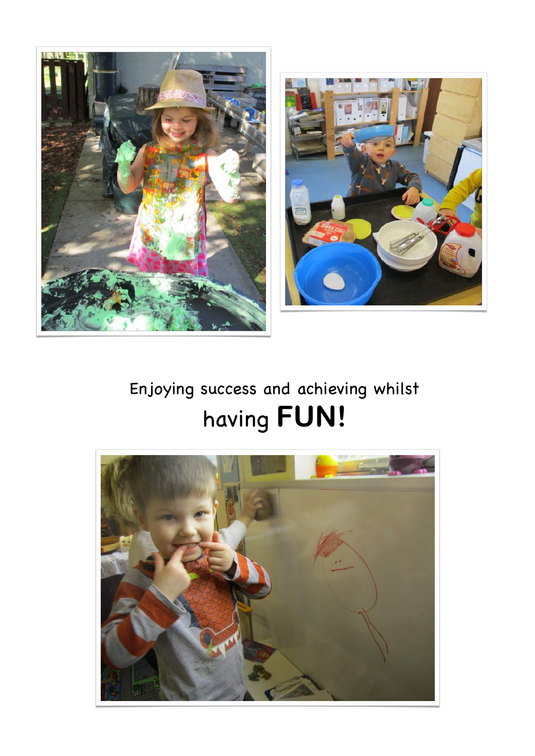Enjoying success and achieving whilst having **FUN!**